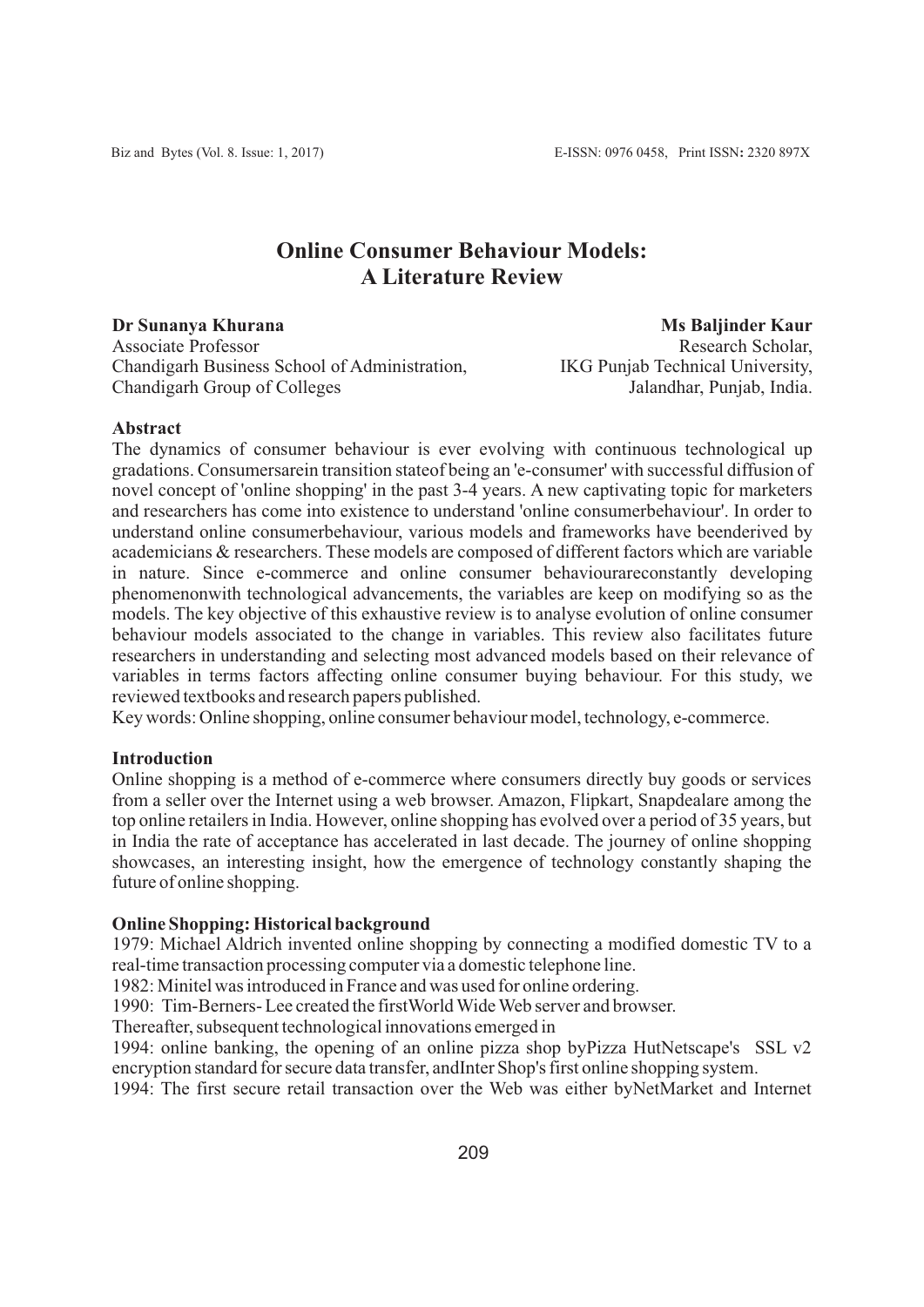# Online Consumer Behaviour Models: A Literature Review

**Dr Sunanya Khurana**
Associate Professor
Chandigarh Business School of Administration,
Chandigarh Group of Colleges

**Ms Baljinder Kaur**
Research Scholar,
IKG Punjab Technical University,
Jalandhar, Punjab, India.

**Abstract**

The dynamics of consumer behaviour is ever evolving with continuous technological up gradations. Consumersarein transition stateof being an 'e-consumer' with successful diffusion of novel concept of 'online shopping' in the past 3-4 years. A new captivating topic for marketers and researchers has come into existence to understand 'online consumerbehaviour'. In order to understand online consumerbehaviour, various models and frameworks have beenderived by academicians & researchers. These models are composed of different factors which are variable in nature. Since e-commerce and online consumer behavioureconstantly developing phenomenonwith technological advancements, the variables are keep on modifying so as the models. The key objective of this exhaustive review is to analyse evolution of online consumer behaviour models associated to the change in variables. This review also facilitates future researchers in understanding and selecting most advanced models based on their relevance of variables in terms factors affecting online consumer buying behaviour. For this study, we reviewed textbooks and research papers published.

Key words: Online shopping, online consumer behaviour model, technology, e-commerce.

**Introduction**

Online shopping is a method of e-commerce where consumers directly buy goods or services from a seller over the Internet using a web browser. Amazon, Flipkart, Snapdealare among the top online retailers in India. However, online shopping has evolved over a period of 35 years, but in India the rate of acceptance has accelerated in last decade. The journey of online shopping showcases, an interesting insight, how the emergence of technology constantly shaping the future of online shopping.

**Online Shopping: Historical background**

1979: Michael Aldrich invented online shopping by connecting a modified domestic TV to a real-time transaction processing computer via a domestic telephone line.

1982: Minitel was introduced in France and was used for online ordering.

1990: Tim-Berners- Lee created the firstWorld Wide Web server and browser.

Thereafter, subsequent technological innovations emerged in

1994: online banking, the opening of an online pizza shop byPizza HutNetscape's SSL v2 encryption standard for secure data transfer, andInter Shop's first online shopping system.

1994: The first secure retail transaction over the Web was either byNetMarket and Internet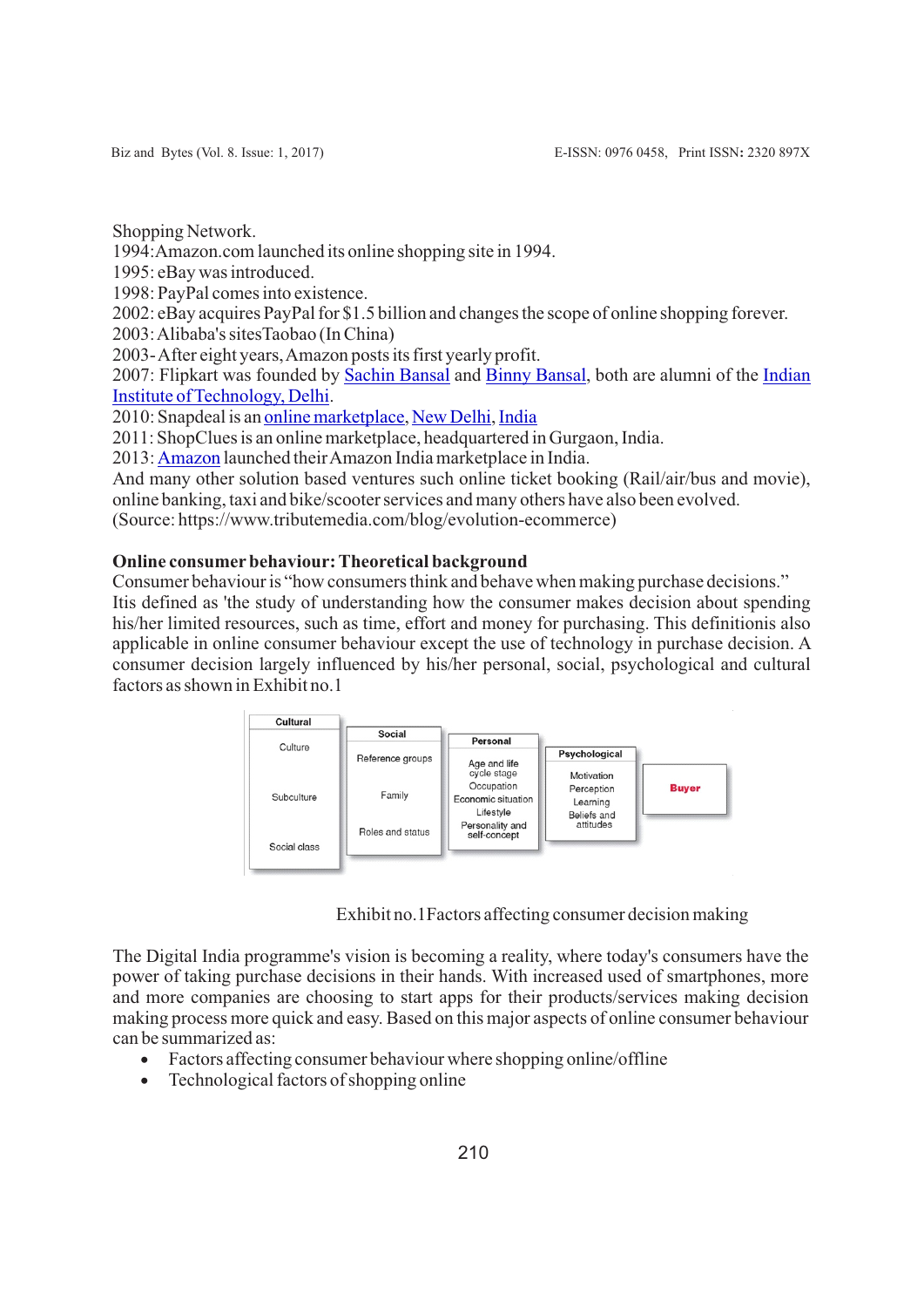Shopping Network.

1994:Amazon.com launched its online shopping site in 1994.

1995: eBay was introduced.

1998: PayPal comes into existence.

2002: eBay acquires PayPal for $1.5 billion and changes the scope of online shopping forever.

2003: Alibaba's sitesTaobao (In China)

2003- After eight years, Amazon posts its first yearly profit.

2007: Flipkart was founded by Sachin Bansal and Binny Bansal, both are alumni of the Indian Institute of Technology, Delhi.

2010: Snapdeal is an online marketplace, New Delhi, India

2011: ShopClues is an online marketplace, headquartered in Gurgaon, India.

2013: Amazon launched their Amazon India marketplace in India.

And many other solution based ventures such online ticket booking (Rail/air/bus and movie), online banking, taxi and bike/scooter services and many others have also been evolved.

(Source: https://www.tributemedia.com/blog/evolution-ecommerce)

**Online consumer behaviour: Theoretical background**

Consumer behaviour is "how consumers think and behave when making purchase decisions." Itis defined as 'the study of understanding how the consumer makes decision about spending his/her limited resources, such as time, effort and money for purchasing. This definitionis also applicable in online consumer behaviour except the use of technology in purchase decision. A consumer decision largely influenced by his/her personal, social, psychological and cultural factors as shown in Exhibit no.1

| Cultural | Social | Personal | Psychological | |
|---|---|---|---|---|
| Culture | Reference groups | Age and life cycle stage | Motivation | Buyer |
| Subculture | Family | Occupation | Perception | |
| Social class | Roles and status | Economic situation | Learning | |
| | | Lifestyle | Beliefs and attitudes | |
| | | Personality and self-concept | | |

Exhibit no.1Factors affecting consumer decision making

The Digital India programme's vision is becoming a reality, where today's consumers have the power of taking purchase decisions in their hands. With increased used of smartphones, more and more companies are choosing to start apps for their products/services making decision making process more quick and easy. Based on this major aspects of online consumer behaviour can be summarized as:

- Factors affecting consumer behaviour where shopping online/offline
- Technological factors of shopping online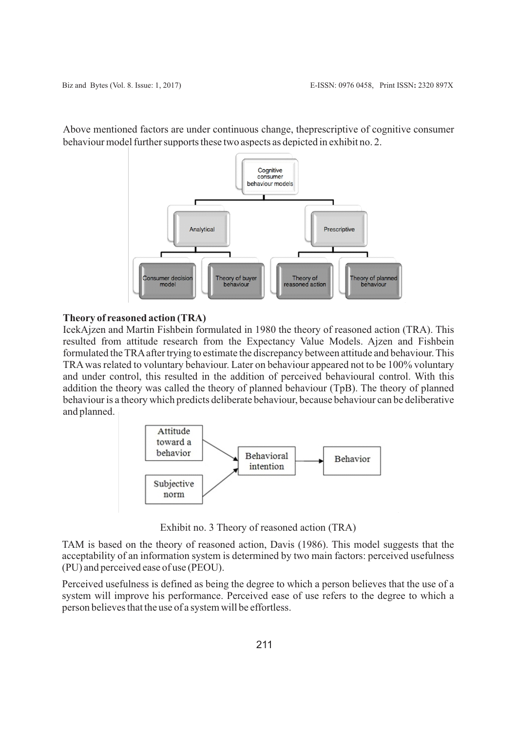Above mentioned factors are under continuous change, theprescriptive of cognitive consumer behaviour model further supports these two aspects as depicted in exhibit no. 2.

**Theory of reasoned action (TRA)**

IcekAjzen and Martin Fishbein formulated in 1980 the theory of reasoned action (TRA). This resulted from attitude research from the Expectancy Value Models. Ajzen and Fishbein formulated the TRA after trying to estimate the discrepancy between attitude and behaviour. This TRA was related to voluntary behaviour. Later on behaviour appeared not to be 100% voluntary and under control, this resulted in the addition of perceived behavioural control. With this addition the theory was called the theory of planned behaviour (TpB). The theory of planned behaviour is a theory which predicts deliberate behaviour, because behaviour can be deliberative and planned.

Exhibit no. 3 Theory of reasoned action (TRA)

TAM is based on the theory of reasoned action, Davis (1986). This model suggests that the acceptability of an information system is determined by two main factors: perceived usefulness (PU) and perceived ease of use (PEOU).

Perceived usefulness is defined as being the degree to which a person believes that the use of a system will improve his performance. Perceived ease of use refers to the degree to which a person believes that the use of a system will be effortless.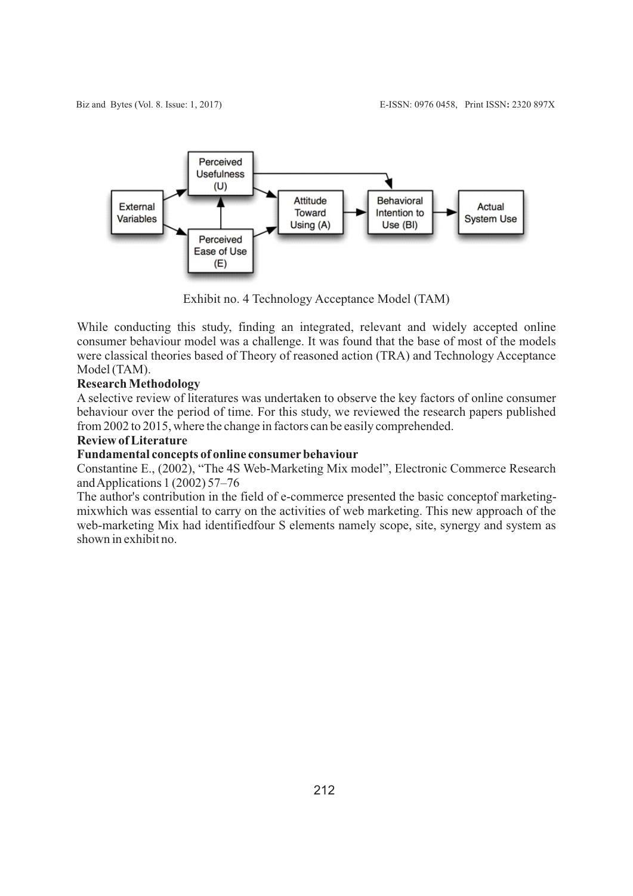Exhibit no. 4 Technology Acceptance Model (TAM)

While conducting this study, finding an integrated, relevant and widely accepted online consumer behaviour model was a challenge. It was found that the base of most of the models were classical theories based of Theory of reasoned action (TRA) and Technology Acceptance Model (TAM).

**Research Methodology**

A selective review of literatures was undertaken to observe the key factors of online consumer behaviour over the period of time. For this study, we reviewed the research papers published from 2002 to 2015, where the change in factors can be easily comprehended.

**Review of Literature**

**Fundamental concepts of online consumer behaviour**

Constantine E., (2002), "The 4S Web-Marketing Mix model", Electronic Commerce Research and Applications 1 (2002) 57–76

The author's contribution in the field of e-commerce presented the basic conceptof marketing-mixwhich was essential to carry on the activities of web marketing. This new approach of the web-marketing Mix had identifiedfour S elements namely scope, site, synergy and system as shown in exhibit no.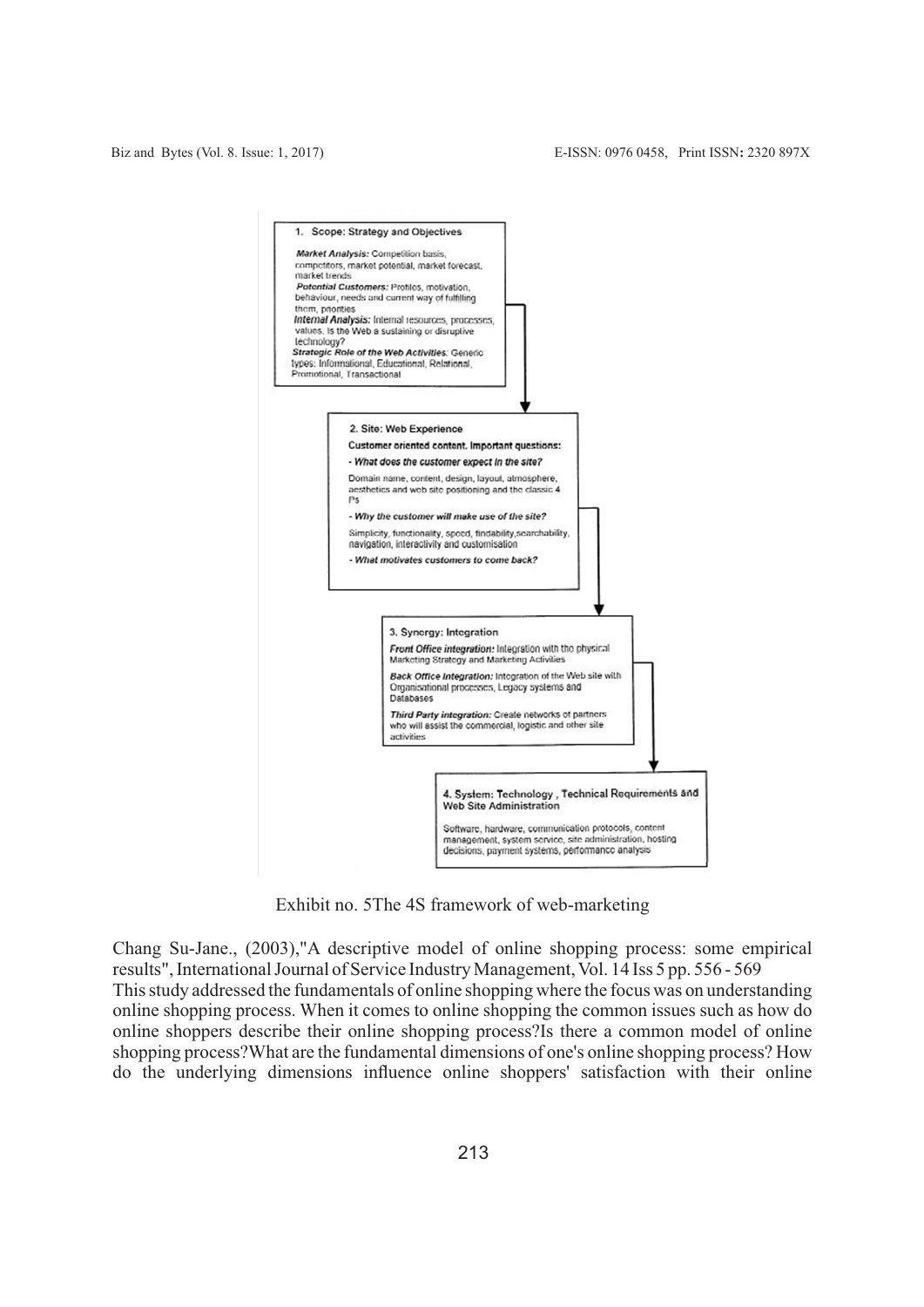1. Scope: Strategy and Objectives

*Market Analysis:* Competition basis, competitors, market potential, market forecast, market trends
*Potential Customers:* Profiles, motivation, behaviour, needs and current way of fulfilling them, priorities
*Internal Analysis:* Internal resources, processes, values. Is the Web a sustaining or disruptive technology?
*Strategic Role of the Web Activities:* Generic types: Informational, Educational, Relational, Promotional, Transactional

2. Site: Web Experience

Customer oriented content. Important questions:

- *What does the customer expect in the site?*

Domain name, content, design, layout, atmosphere, aesthetics and web site positioning and the classic 4 P's

- *Why the customer will make use of the site?*

Simplicity, functionality, speed, findability, searchability, navigation, interactivity and customisation

- *What motivates customers to come back?*

3. Synergy: Integration

*Front Office integration:* Integration with the physical Marketing Strategy and Marketing Activities

*Back Office Integration:* Integration of the Web site with Organisational processes, Legacy systems and Databases

*Third Party integration:* Create networks of partners who will assist the commercial, logistic and other site activities

4. System: Technology , Technical Requirements and Web Site Administration

Software, hardware, communication protocols, content management, system service, site administration, hosting decisions, payment systems, performance analysis

Exhibit no. 5The 4S framework of web-marketing

Chang Su-Jane., (2003),"A descriptive model of online shopping process: some empirical results", International Journal of Service Industry Management, Vol. 14 Iss 5 pp. 556 - 569

This study addressed the fundamentals of online shopping where the focus was on understanding online shopping process. When it comes to online shopping the common issues such as how do online shoppers describe their online shopping process?Is there a common model of online shopping process?What are the fundamental dimensions of one's online shopping process? How do the underlying dimensions influence online shoppers' satisfaction with their online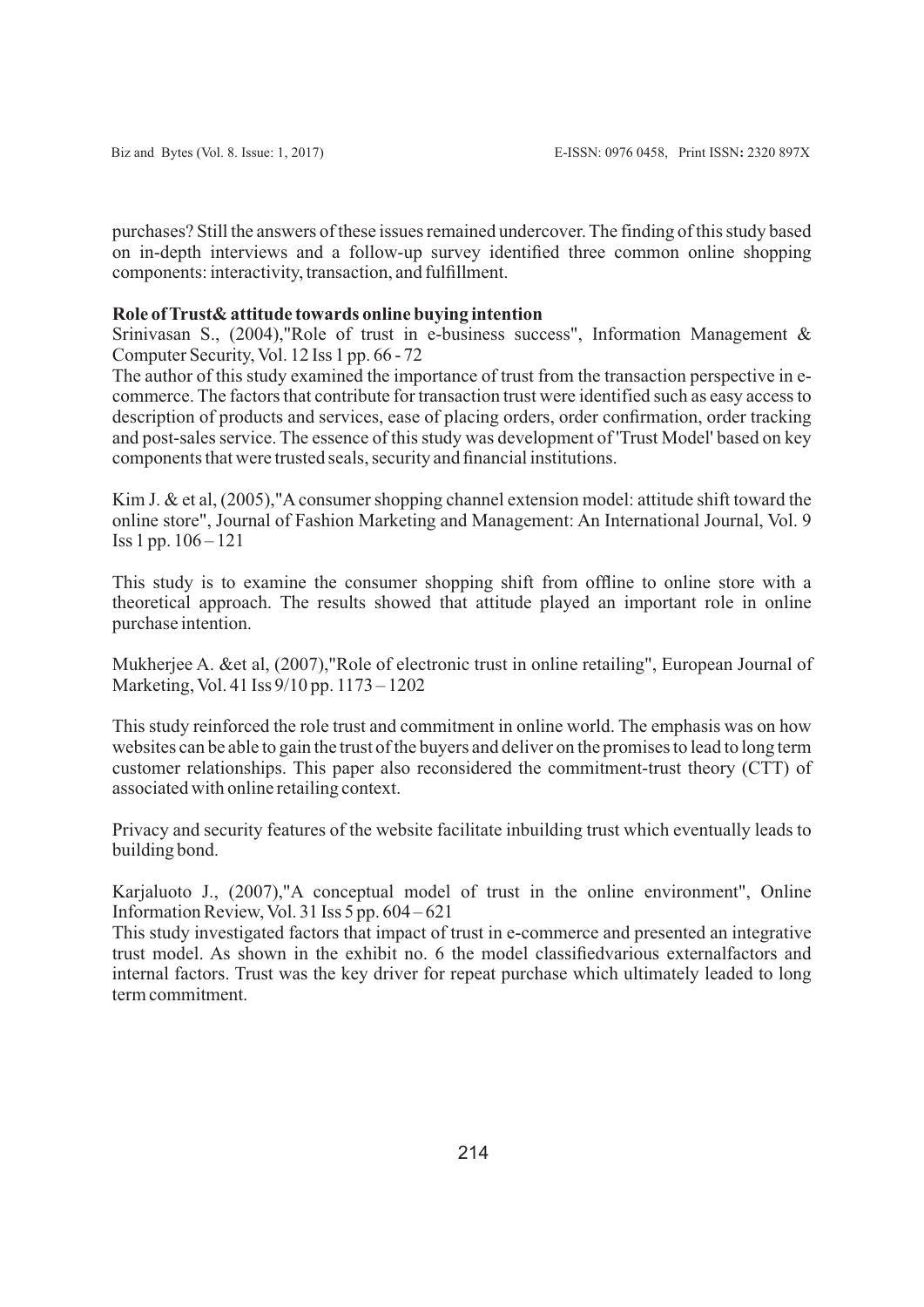purchases? Still the answers of these issues remained undercover. The finding of this study based on in-depth interviews and a follow-up survey identified three common online shopping components: interactivity, transaction, and fulfillment.

**Role of Trust& attitude towards online buying intention**

Srinivasan S., (2004),"Role of trust in e-business success", Information Management & Computer Security, Vol. 12 Iss 1 pp. 66 - 72

The author of this study examined the importance of trust from the transaction perspective in e-commerce. The factors that contribute for transaction trust were identified such as easy access to description of products and services, ease of placing orders, order confirmation, order tracking and post-sales service. The essence of this study was development of 'Trust Model' based on key components that were trusted seals, security and financial institutions.

Kim J. & et al, (2005),"A consumer shopping channel extension model: attitude shift toward the online store", Journal of Fashion Marketing and Management: An International Journal, Vol. 9 Iss 1 pp. 106 – 121

This study is to examine the consumer shopping shift from offline to online store with a theoretical approach. The results showed that attitude played an important role in online purchase intention.

Mukherjee A. &et al, (2007),"Role of electronic trust in online retailing", European Journal of Marketing, Vol. 41 Iss 9/10 pp. 1173 – 1202

This study reinforced the role trust and commitment in online world. The emphasis was on how websites can be able to gain the trust of the buyers and deliver on the promises to lead to long term customer relationships. This paper also reconsidered the commitment-trust theory (CTT) of associated with online retailing context.

Privacy and security features of the website facilitate inbuilding trust which eventually leads to building bond.

Karjaluoto J., (2007),"A conceptual model of trust in the online environment", Online Information Review, Vol. 31 Iss 5 pp. 604 – 621

This study investigated factors that impact of trust in e-commerce and presented an integrative trust model. As shown in the exhibit no. 6 the model classifiedvarious externalfactors and internal factors. Trust was the key driver for repeat purchase which ultimately leaded to long term commitment.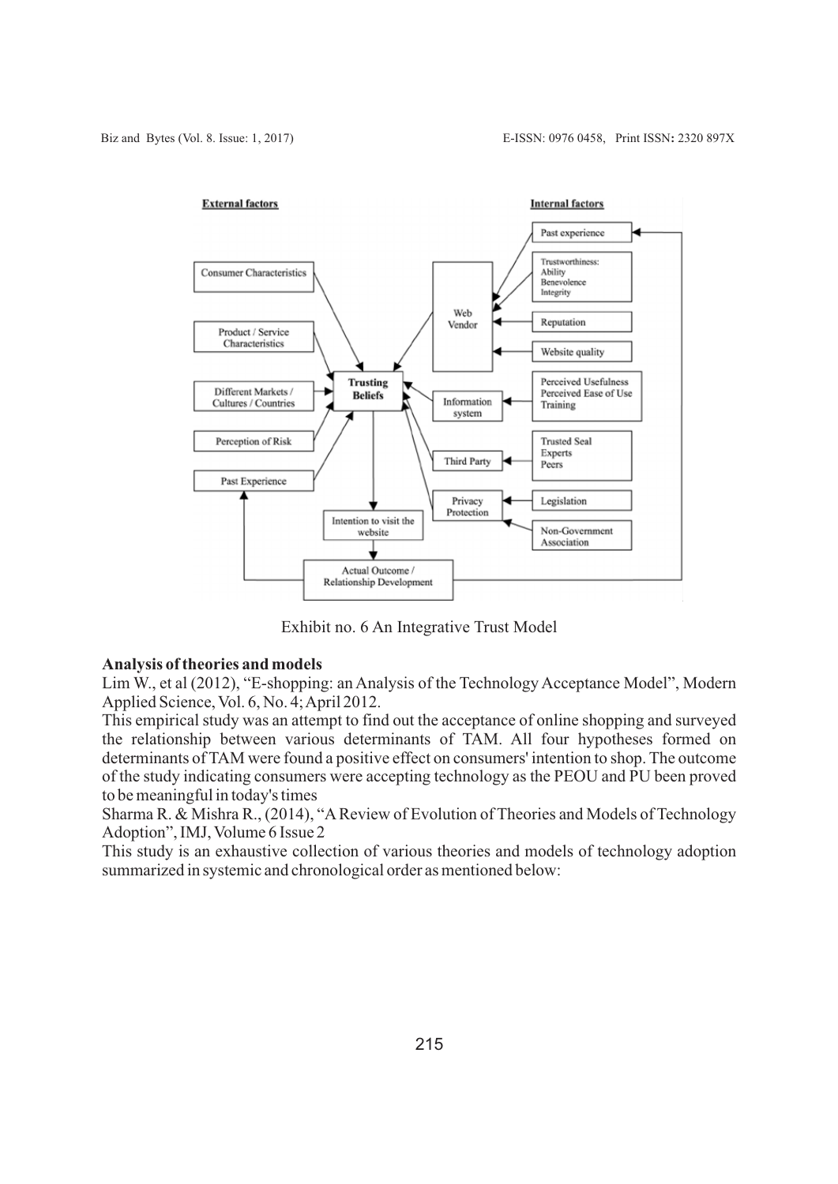Exhibit no. 6 An Integrative Trust Model

**Analysis of theories and models**

Lim W., et al (2012), "E-shopping: an Analysis of the Technology Acceptance Model", Modern Applied Science, Vol. 6, No. 4; April 2012.

This empirical study was an attempt to find out the acceptance of online shopping and surveyed the relationship between various determinants of TAM. All four hypotheses formed on determinants of TAM were found a positive effect on consumers' intention to shop. The outcome of the study indicating consumers were accepting technology as the PEOU and PU been proved to be meaningful in today's times

Sharma R. & Mishra R., (2014), "A Review of Evolution of Theories and Models of Technology Adoption", IMJ, Volume 6 Issue 2

This study is an exhaustive collection of various theories and models of technology adoption summarized in systemic and chronological order as mentioned below: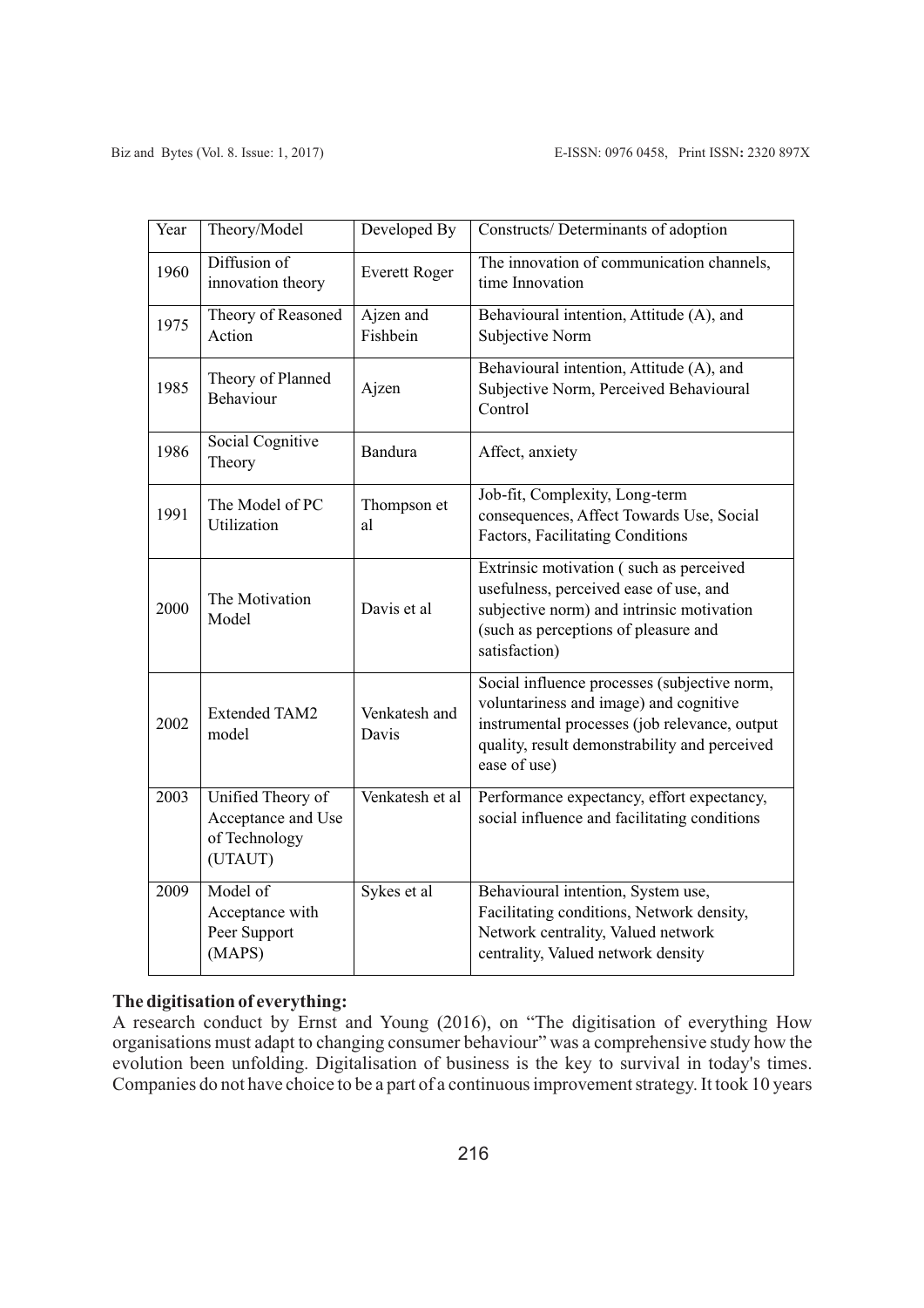| Year | Theory/Model | Developed By | Constructs/ Determinants of adoption |
|---|---|---|---|
| 1960 | Diffusion of innovation theory | Everett Roger | The innovation of communication channels, time Innovation |
| 1975 | Theory of Reasoned Action | Ajzen and Fishbein | Behavioural intention, Attitude (A), and Subjective Norm |
| 1985 | Theory of Planned Behaviour | Ajzen | Behavioural intention, Attitude (A), and Subjective Norm, Perceived Behavioural Control |
| 1986 | Social Cognitive Theory | Bandura | Affect, anxiety |
| 1991 | The Model of PC Utilization | Thompson et al | Job-fit, Complexity, Long-term consequences, Affect Towards Use, Social Factors, Facilitating Conditions |
| 2000 | The Motivation Model | Davis et al | Extrinsic motivation ( such as perceived usefulness, perceived ease of use, and subjective norm) and intrinsic motivation (such as perceptions of pleasure and satisfaction) |
| 2002 | Extended TAM2 model | Venkatesh and Davis | Social influence processes (subjective norm, voluntariness and image) and cognitive instrumental processes (job relevance, output quality, result demonstrability and perceived ease of use) |
| 2003 | Unified Theory of Acceptance and Use of Technology (UTAUT) | Venkatesh et al | Performance expectancy, effort expectancy, social influence and facilitating conditions |
| 2009 | Model of Acceptance with Peer Support (MAPS) | Sykes et al | Behavioural intention, System use, Facilitating conditions, Network density, Network centrality, Valued network centrality, Valued network density |

**The digitisation of everything:**

A research conduct by Ernst and Young (2016), on "The digitisation of everything How organisations must adapt to changing consumer behaviour" was a comprehensive study how the evolution been unfolding. Digitalisation of business is the key to survival in today's times. Companies do not have choice to be a part of a continuous improvement strategy. It took 10 years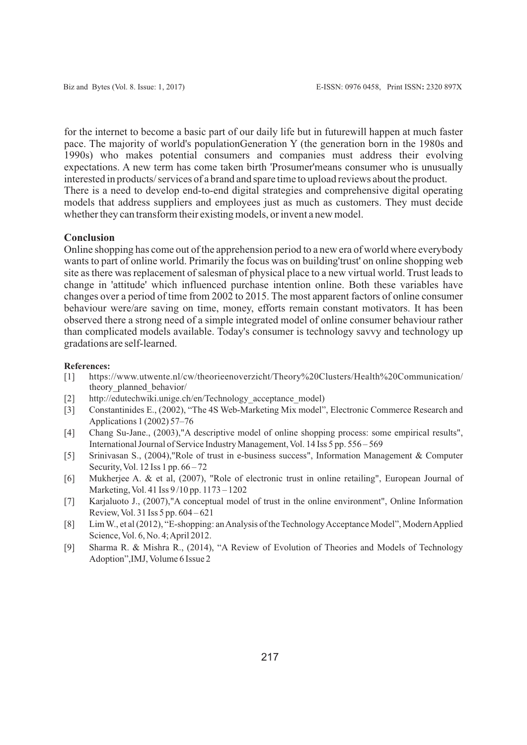for the internet to become a basic part of our daily life but in futurewill happen at much faster pace. The majority of world's populationGeneration Y (the generation born in the 1980s and 1990s) who makes potential consumers and companies must address their evolving expectations. A new term has come taken birth 'Prosumer'means consumer who is unusually interested in products/ services of a brand and spare time to upload reviews about the product.

There is a need to develop end-to-end digital strategies and comprehensive digital operating models that address suppliers and employees just as much as customers. They must decide whether they can transform their existing models, or invent a new model.

## Conclusion

Online shopping has come out of the apprehension period to a new era of world where everybody wants to part of online world. Primarily the focus was on building'trust' on online shopping web site as there was replacement of salesman of physical place to a new virtual world. Trust leads to change in 'attitude' which influenced purchase intention online. Both these variables have changes over a period of time from 2002 to 2015. The most apparent factors of online consumer behaviour were/are saving on time, money, efforts remain constant motivators. It has been observed there a strong need of a simple integrated model of online consumer behaviour rather than complicated models available. Today's consumer is technology savvy and technology up gradations are self-learned.

**References:**

[1] https://www.utwente.nl/cw/theorieenoverzicht/Theory%20Clusters/Health%20Communication/theory_planned_behavior/

[2] http://edutechwiki.unige.ch/en/Technology_acceptance_model)

[3] Constantinides E., (2002), "The 4S Web-Marketing Mix model", Electronic Commerce Research and Applications 1 (2002) 57–76

[4] Chang Su-Jane., (2003),"A descriptive model of online shopping process: some empirical results", International Journal of Service Industry Management, Vol. 14 Iss 5 pp. 556 – 569

[5] Srinivasan S., (2004),"Role of trust in e-business success", Information Management & Computer Security, Vol. 12 Iss 1 pp. 66 – 72

[6] Mukherjee A. & et al, (2007), "Role of electronic trust in online retailing", European Journal of Marketing, Vol. 41 Iss 9 /10 pp. 1173 – 1202

[7] Karjaluoto J., (2007),"A conceptual model of trust in the online environment", Online Information Review, Vol. 31 Iss 5 pp. 604 – 621

[8] Lim W., et al (2012), "E-shopping: an Analysis of the Technology Acceptance Model", Modern Applied Science, Vol. 6, No. 4; April 2012.

[9] Sharma R. & Mishra R., (2014), "A Review of Evolution of Theories and Models of Technology Adoption",IMJ, Volume 6 Issue 2